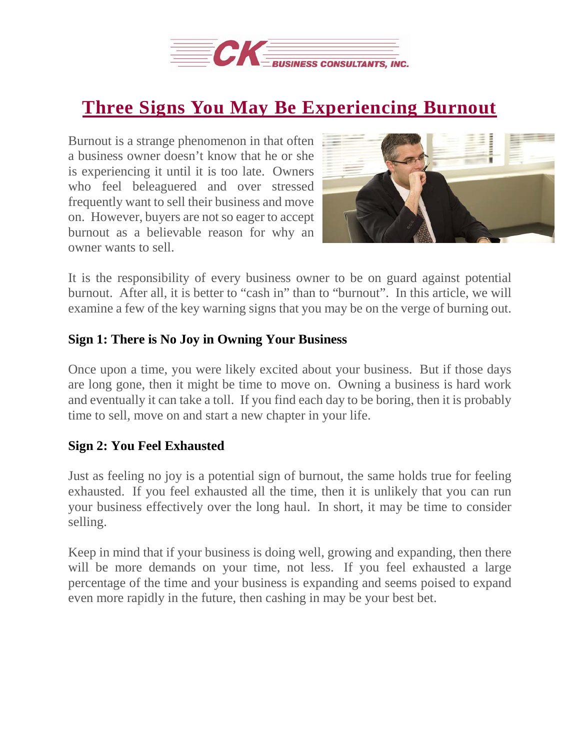# Three Signs You May Be Experiencing Burnout

Burnout is a strange phenomenon in that often a business owner doesn't know that he or she is experiencing it until it is too late. Owners who feel beleaguered and over stressed frequently want to sell their business and move on. However, buyers are not so eager to accept burnout as a believable reason for why an owner wants to sell.

It is the responsibility of every business owner to be on guard against potential burnout. After all, it is better to "cash in" than to "burnout". In this article, we will examine a few of the key warning signs that you may be on the verge of burning out.

**Sign 1: There is No Joy in Owning Your Business**

Once upon a time, you were likely excited about your business. But if those days are long gone, then it might be time to move on. Owning a business is hard work and eventually it can take a toll. If you find each day to be boring, then it is probably time to sell, move on and start a new chapter in your life.

**Sign 2: You Feel Exhausted**

Just as feeling no joy is a potential sign of burnout, the same holds true for feeling exhausted. If you feel exhausted all the time, then it is unlikely that you can run your business effectively over the long haul. In short, it may be time to consider selling.

Keep in mind that if your business is doing well, growing and expanding, then there will be more demands on your time, not less. If you feel exhausted a large percentage of the time and your business is expanding and seems poised to expand even more rapidly in the future, then cashing in may be your best bet.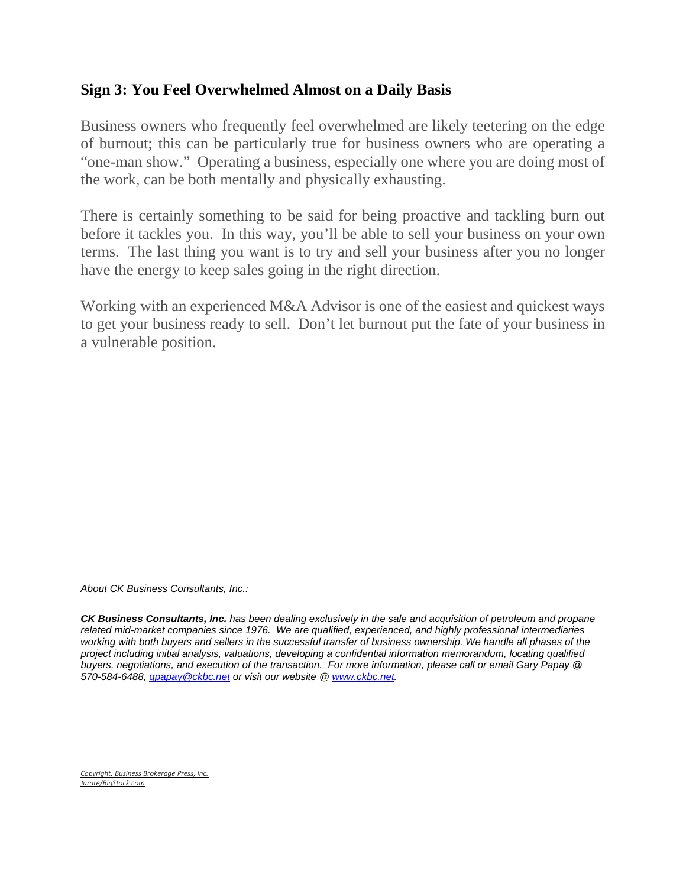## Sign 3: You Feel Overwhelmed Almost on a Daily Basis

Business owners who frequently feel overwhelmed are likely teetering on the edge of burnout; this can be particularly true for business owners who are operating a "one-man show." Operating a business, especially one where you are doing most of the work, can be both mentally and physically exhausting.

There is certainly something to be said for being proactive and tackling burn out before it tackles you. In this way, you'll be able to sell your business on your own terms. The last thing you want is to try and sell your business after you no longer have the energy to keep sales going in the right direction.

Working with an experienced M&A Advisor is one of the easiest and quickest ways to get your business ready to sell. Don't let burnout put the fate of your business in a vulnerable position.

*About CK Business Consultants, Inc.:*

***CK Business Consultants, Inc.*** *has been dealing exclusively in the sale and acquisition of petroleum and propane related mid-market companies since 1976. We are qualified, experienced, and highly professional intermediaries working with both buyers and sellers in the successful transfer of business ownership. We handle all phases of the project including initial analysis, valuations, developing a confidential information memorandum, locating qualified buyers, negotiations, and execution of the transaction. For more information, please call or email Gary Papay @ 570-584-6488, [gpapay@ckbc.net](mailto:gpapay@ckbc.net) or visit our website @ [www.ckbc.net](http://www.ckbc.net).*

*Copyright: Business Brokerage Press, Inc.*
*Jurate/BigStock.com*